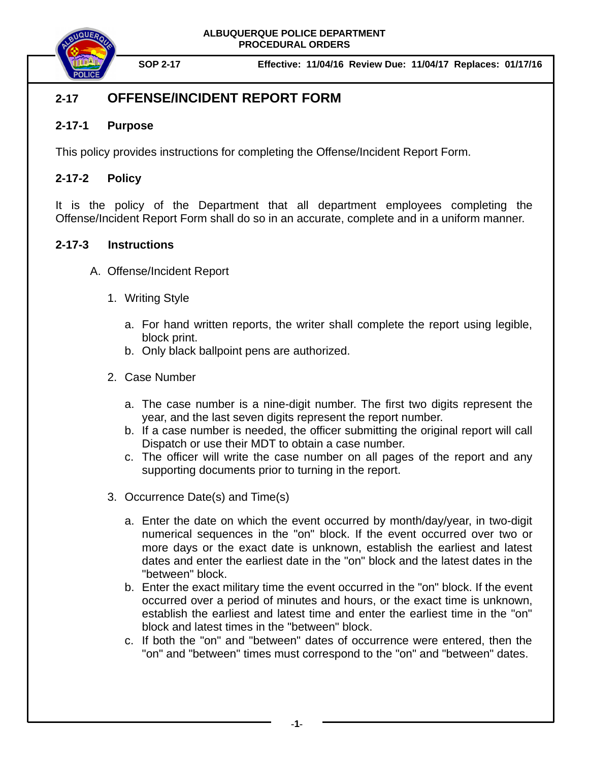**ALBUQUERQUE POLICE DEPARTMENT**
**PROCEDURAL ORDERS**

**SOP 2-17** **Effective: 11/04/16 Review Due: 11/04/17 Replaces: 01/17/16**

# 2-17 OFFENSE/INCIDENT REPORT FORM

## 2-17-1 Purpose

This policy provides instructions for completing the Offense/Incident Report Form.

## 2-17-2 Policy

It is the policy of the Department that all department employees completing the Offense/Incident Report Form shall do so in an accurate, complete and in a uniform manner.

## 2-17-3 Instructions

A. Offense/Incident Report

1. Writing Style

    a. For hand written reports, the writer shall complete the report using legible, block print.
    b. Only black ballpoint pens are authorized.

2. Case Number

    a. The case number is a nine-digit number. The first two digits represent the year, and the last seven digits represent the report number.
    b. If a case number is needed, the officer submitting the original report will call Dispatch or use their MDT to obtain a case number.
    c. The officer will write the case number on all pages of the report and any supporting documents prior to turning in the report.

3. Occurrence Date(s) and Time(s)

    a. Enter the date on which the event occurred by month/day/year, in two-digit numerical sequences in the "on" block. If the event occurred over two or more days or the exact date is unknown, establish the earliest and latest dates and enter the earliest date in the "on" block and the latest dates in the "between" block.
    b. Enter the exact military time the event occurred in the "on" block. If the event occurred over a period of minutes and hours, or the exact time is unknown, establish the earliest and latest time and enter the earliest time in the "on" block and latest times in the "between" block.
    c. If both the "on" and "between" dates of occurrence were entered, then the "on" and "between" times must correspond to the "on" and "between" dates.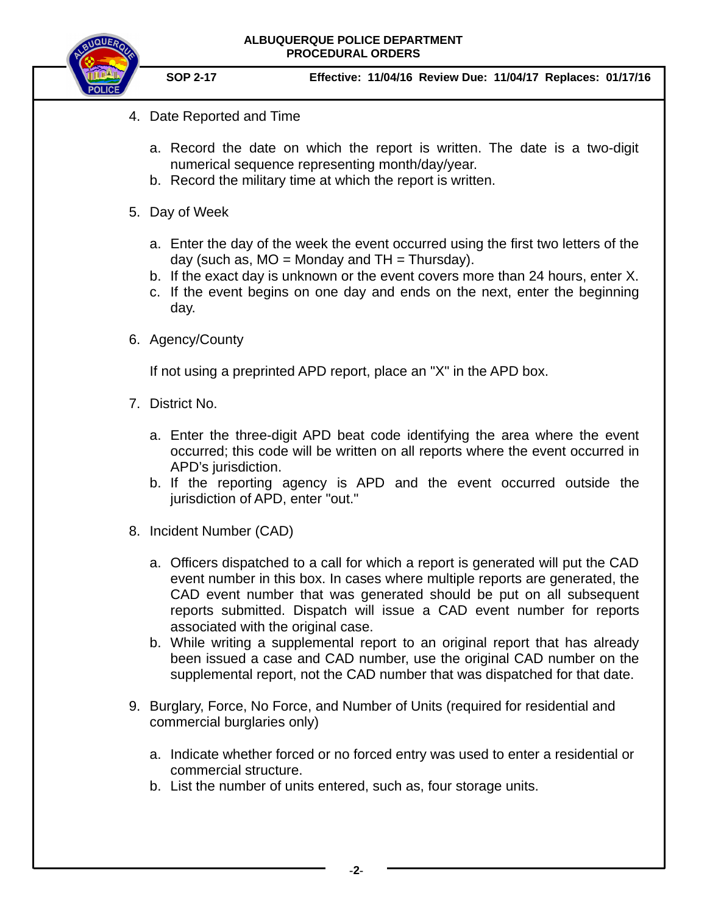4. Date Reported and Time

    a. Record the date on which the report is written. The date is a two-digit numerical sequence representing month/day/year.
    b. Record the military time at which the report is written.

5. Day of Week

    a. Enter the day of the week the event occurred using the first two letters of the day (such as, MO = Monday and TH = Thursday).
    b. If the exact day is unknown or the event covers more than 24 hours, enter X.
    c. If the event begins on one day and ends on the next, enter the beginning day.

6. Agency/County

    If not using a preprinted APD report, place an "X" in the APD box.

7. District No.

    a. Enter the three-digit APD beat code identifying the area where the event occurred; this code will be written on all reports where the event occurred in APD's jurisdiction.
    b. If the reporting agency is APD and the event occurred outside the jurisdiction of APD, enter "out."

8. Incident Number (CAD)

    a. Officers dispatched to a call for which a report is generated will put the CAD event number in this box. In cases where multiple reports are generated, the CAD event number that was generated should be put on all subsequent reports submitted. Dispatch will issue a CAD event number for reports associated with the original case.
    b. While writing a supplemental report to an original report that has already been issued a case and CAD number, use the original CAD number on the supplemental report, not the CAD number that was dispatched for that date.

9. Burglary, Force, No Force, and Number of Units (required for residential and commercial burglaries only)

    a. Indicate whether forced or no forced entry was used to enter a residential or commercial structure.
    b. List the number of units entered, such as, four storage units.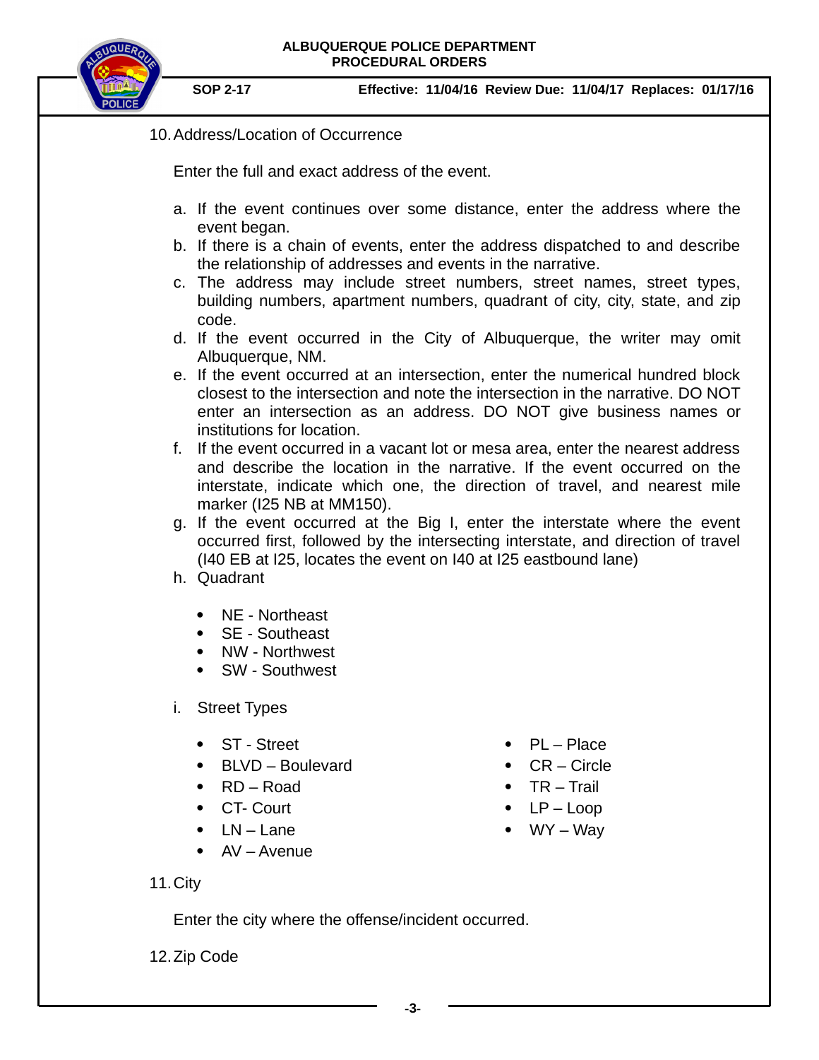10. Address/Location of Occurrence

   Enter the full and exact address of the event.

   a. If the event continues over some distance, enter the address where the event began.
   b. If there is a chain of events, enter the address dispatched to and describe the relationship of addresses and events in the narrative.
   c. The address may include street numbers, street names, street types, building numbers, apartment numbers, quadrant of city, city, state, and zip code.
   d. If the event occurred in the City of Albuquerque, the writer may omit Albuquerque, NM.
   e. If the event occurred at an intersection, enter the numerical hundred block closest to the intersection and note the intersection in the narrative. DO NOT enter an intersection as an address. DO NOT give business names or institutions for location.
   f. If the event occurred in a vacant lot or mesa area, enter the nearest address and describe the location in the narrative. If the event occurred on the interstate, indicate which one, the direction of travel, and nearest mile marker (I25 NB at MM150).
   g. If the event occurred at the Big I, enter the interstate where the event occurred first, followed by the intersecting interstate, and direction of travel (I40 EB at I25, locates the event on I40 at I25 eastbound lane)
   h. Quadrant

      - NE - Northeast
      - SE - Southeast
      - NW - Northwest
      - SW - Southwest

   i. Street Types

      - ST - Street
      - BLVD – Boulevard
      - RD – Road
      - CT- Court
      - LN – Lane
      - AV – Avenue
      - PL – Place
      - CR – Circle
      - TR – Trail
      - LP – Loop
      - WY – Way

11. City

    Enter the city where the offense/incident occurred.

12. Zip Code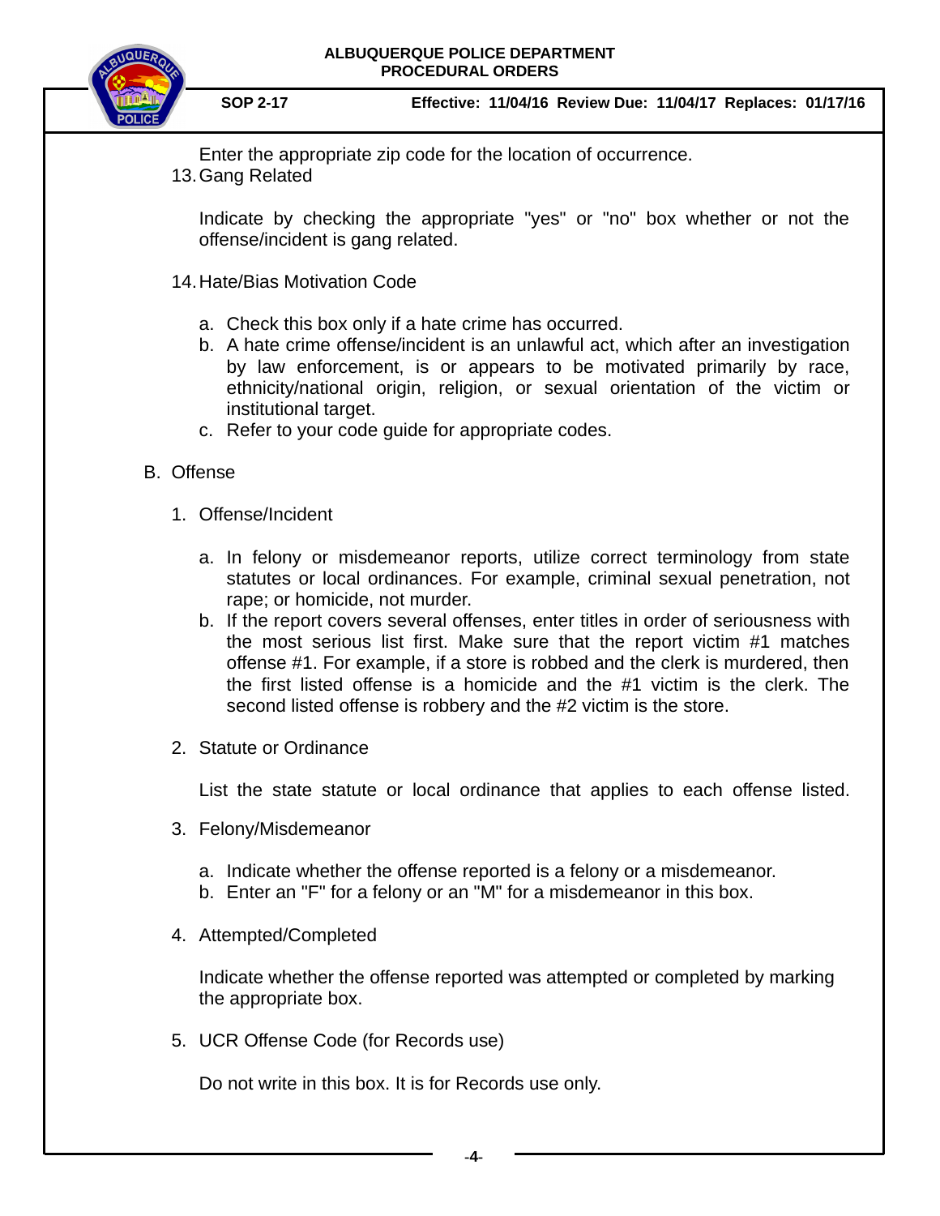Enter the appropriate zip code for the location of occurrence.

13. Gang Related

    Indicate by checking the appropriate "yes" or "no" box whether or not the offense/incident is gang related.

14. Hate/Bias Motivation Code

    a. Check this box only if a hate crime has occurred.
    b. A hate crime offense/incident is an unlawful act, which after an investigation by law enforcement, is or appears to be motivated primarily by race, ethnicity/national origin, religion, or sexual orientation of the victim or institutional target.
    c. Refer to your code guide for appropriate codes.

B. Offense

1. Offense/Incident

    a. In felony or misdemeanor reports, utilize correct terminology from state statutes or local ordinances. For example, criminal sexual penetration, not rape; or homicide, not murder.
    b. If the report covers several offenses, enter titles in order of seriousness with the most serious list first. Make sure that the report victim #1 matches offense #1. For example, if a store is robbed and the clerk is murdered, then the first listed offense is a homicide and the #1 victim is the clerk. The second listed offense is robbery and the #2 victim is the store.

2. Statute or Ordinance

    List the state statute or local ordinance that applies to each offense listed.

3. Felony/Misdemeanor

    a. Indicate whether the offense reported is a felony or a misdemeanor.
    b. Enter an "F" for a felony or an "M" for a misdemeanor in this box.

4. Attempted/Completed

    Indicate whether the offense reported was attempted or completed by marking the appropriate box.

5. UCR Offense Code (for Records use)

    Do not write in this box. It is for Records use only.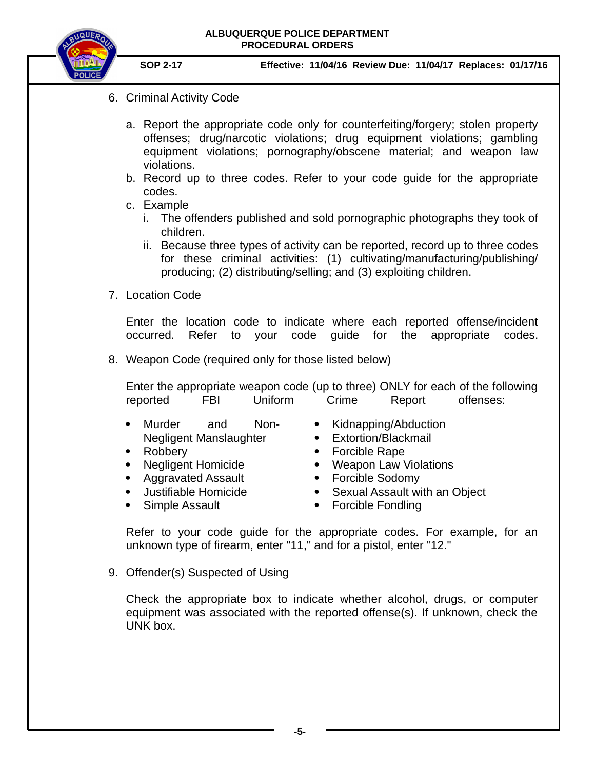6. Criminal Activity Code

   a. Report the appropriate code only for counterfeiting/forgery; stolen property offenses; drug/narcotic violations; drug equipment violations; gambling equipment violations; pornography/obscene material; and weapon law violations.
   b. Record up to three codes. Refer to your code guide for the appropriate codes.
   c. Example
      i. The offenders published and sold pornographic photographs they took of children.
      ii. Because three types of activity can be reported, record up to three codes for these criminal activities: (1) cultivating/manufacturing/publishing/producing; (2) distributing/selling; and (3) exploiting children.

7. Location Code

   Enter the location code to indicate where each reported offense/incident occurred. Refer to your code guide for the appropriate codes.

8. Weapon Code (required only for those listed below)

   Enter the appropriate weapon code (up to three) ONLY for each of the following reported FBI Uniform Crime Report offenses:

   - Murder and Non-Negligent Manslaughter
   - Robbery
   - Negligent Homicide
   - Aggravated Assault
   - Justifiable Homicide
   - Simple Assault
   - Kidnapping/Abduction
   - Extortion/Blackmail
   - Forcible Rape
   - Weapon Law Violations
   - Forcible Sodomy
   - Sexual Assault with an Object
   - Forcible Fondling

   Refer to your code guide for the appropriate codes. For example, for an unknown type of firearm, enter "11," and for a pistol, enter "12."

9. Offender(s) Suspected of Using

   Check the appropriate box to indicate whether alcohol, drugs, or computer equipment was associated with the reported offense(s). If unknown, check the UNK box.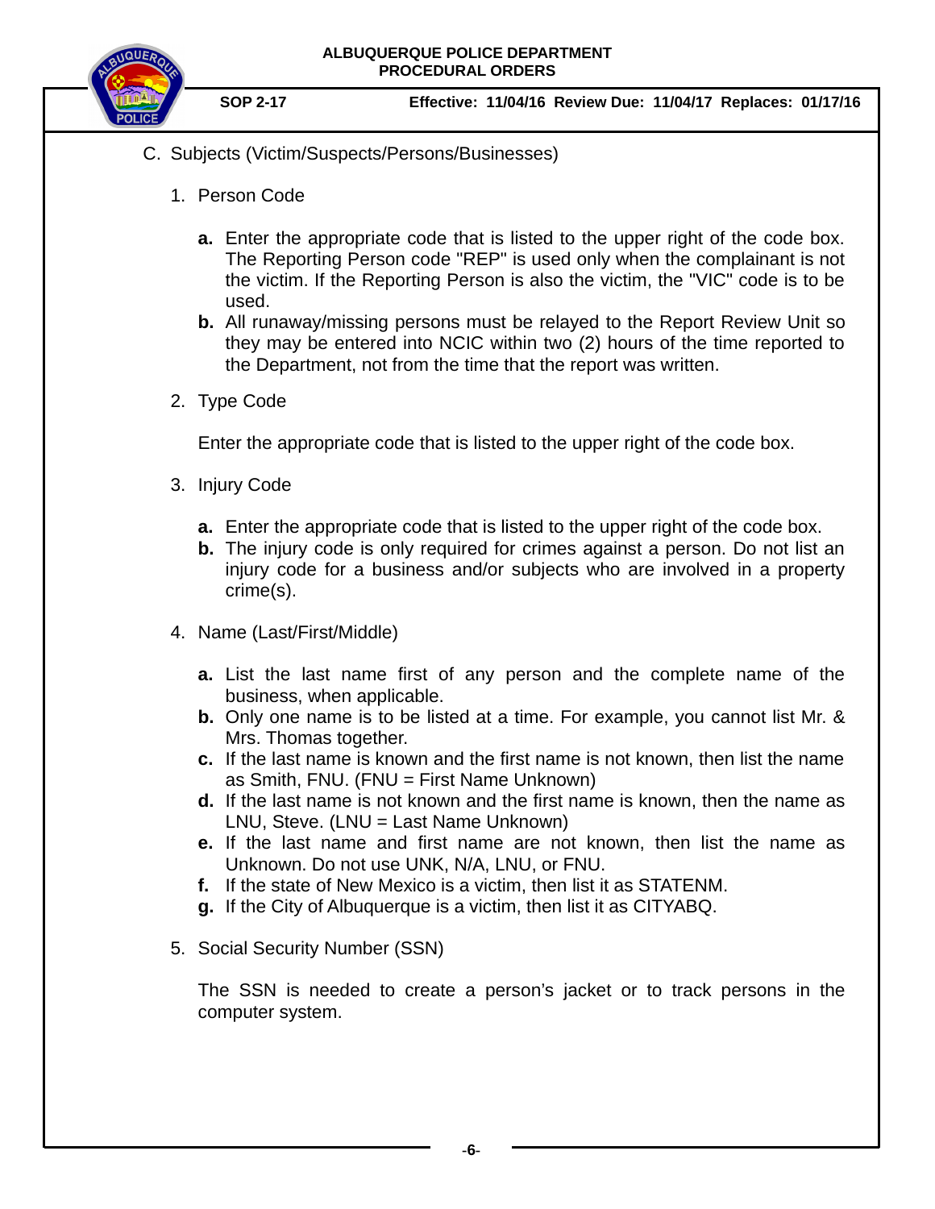C. Subjects (Victim/Suspects/Persons/Businesses)

1. Person Code

   **a.** Enter the appropriate code that is listed to the upper right of the code box. The Reporting Person code "REP" is used only when the complainant is not the victim. If the Reporting Person is also the victim, the "VIC" code is to be used.

   **b.** All runaway/missing persons must be relayed to the Report Review Unit so they may be entered into NCIC within two (2) hours of the time reported to the Department, not from the time that the report was written.

2. Type Code

   Enter the appropriate code that is listed to the upper right of the code box.

3. Injury Code

   **a.** Enter the appropriate code that is listed to the upper right of the code box.

   **b.** The injury code is only required for crimes against a person. Do not list an injury code for a business and/or subjects who are involved in a property crime(s).

4. Name (Last/First/Middle)

   **a.** List the last name first of any person and the complete name of the business, when applicable.

   **b.** Only one name is to be listed at a time. For example, you cannot list Mr. & Mrs. Thomas together.

   **c.** If the last name is known and the first name is not known, then list the name as Smith, FNU. (FNU = First Name Unknown)

   **d.** If the last name is not known and the first name is known, then the name as LNU, Steve. (LNU = Last Name Unknown)

   **e.** If the last name and first name are not known, then list the name as Unknown. Do not use UNK, N/A, LNU, or FNU.

   **f.** If the state of New Mexico is a victim, then list it as STATENM.

   **g.** If the City of Albuquerque is a victim, then list it as CITYABQ.

5. Social Security Number (SSN)

   The SSN is needed to create a person's jacket or to track persons in the computer system.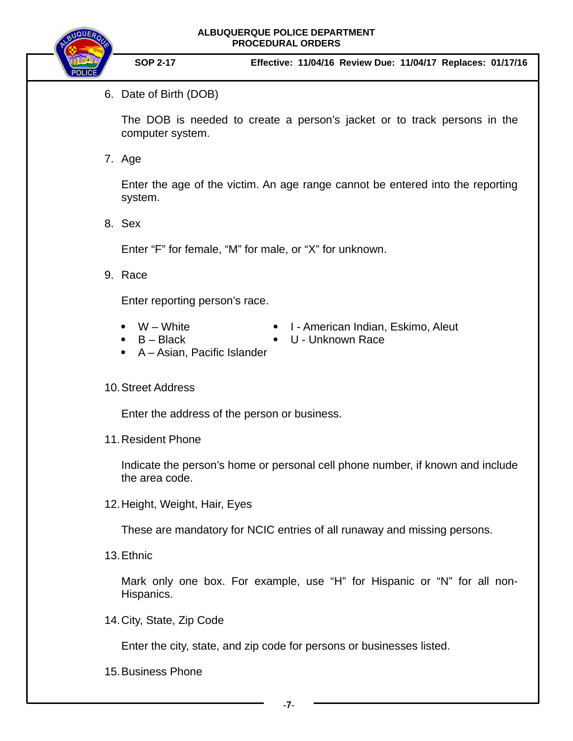6. Date of Birth (DOB)

   The DOB is needed to create a person's jacket or to track persons in the computer system.

7. Age

   Enter the age of the victim. An age range cannot be entered into the reporting system.

8. Sex

   Enter "F" for female, "M" for male, or "X" for unknown.

9. Race

   Enter reporting person's race.

   - W – White
   - B – Black
   - A – Asian, Pacific Islander
   - I - American Indian, Eskimo, Aleut
   - U - Unknown Race

10. Street Address

    Enter the address of the person or business.

11. Resident Phone

    Indicate the person's home or personal cell phone number, if known and include the area code.

12. Height, Weight, Hair, Eyes

    These are mandatory for NCIC entries of all runaway and missing persons.

13. Ethnic

    Mark only one box. For example, use "H" for Hispanic or "N" for all non-Hispanics.

14. City, State, Zip Code

    Enter the city, state, and zip code for persons or businesses listed.

15. Business Phone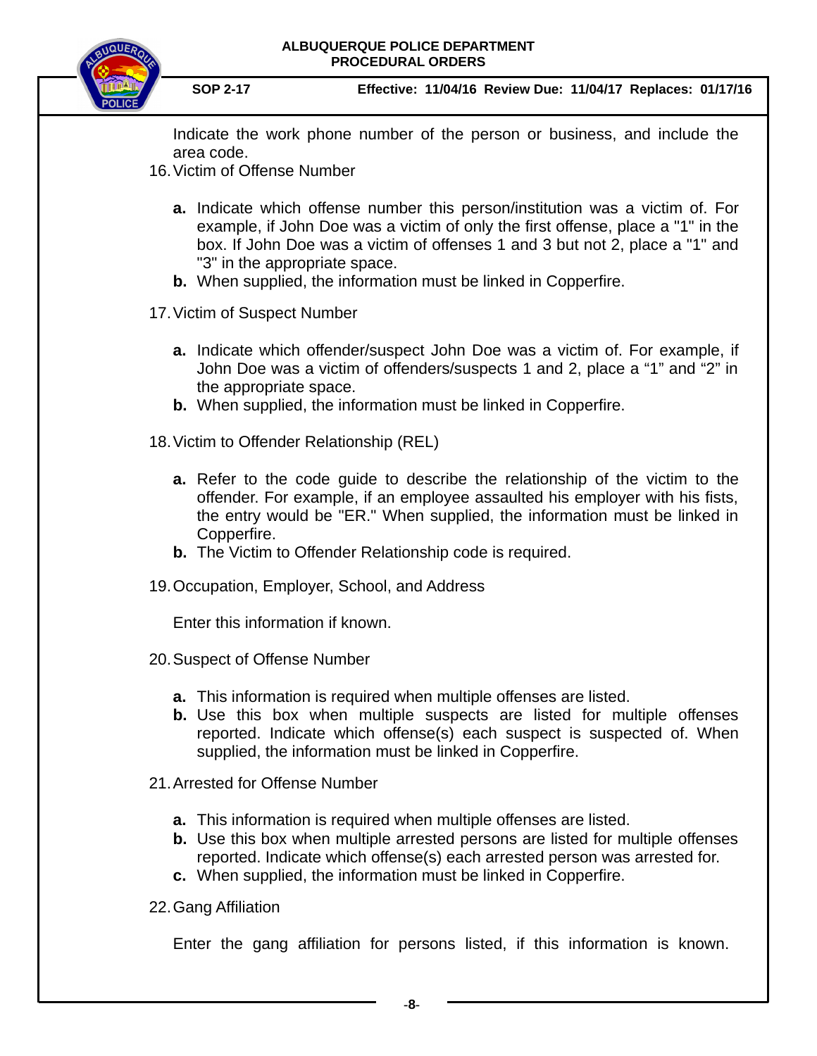Indicate the work phone number of the person or business, and include the area code.

16. Victim of Offense Number

    a. Indicate which offense number this person/institution was a victim of. For example, if John Doe was a victim of only the first offense, place a "1" in the box. If John Doe was a victim of offenses 1 and 3 but not 2, place a "1" and "3" in the appropriate space.
    b. When supplied, the information must be linked in Copperfire.

17. Victim of Suspect Number

    a. Indicate which offender/suspect John Doe was a victim of. For example, if John Doe was a victim of offenders/suspects 1 and 2, place a "1" and "2" in the appropriate space.
    b. When supplied, the information must be linked in Copperfire.

18. Victim to Offender Relationship (REL)

    a. Refer to the code guide to describe the relationship of the victim to the offender. For example, if an employee assaulted his employer with his fists, the entry would be "ER." When supplied, the information must be linked in Copperfire.
    b. The Victim to Offender Relationship code is required.

19. Occupation, Employer, School, and Address

    Enter this information if known.

20. Suspect of Offense Number

    a. This information is required when multiple offenses are listed.
    b. Use this box when multiple suspects are listed for multiple offenses reported. Indicate which offense(s) each suspect is suspected of. When supplied, the information must be linked in Copperfire.

21. Arrested for Offense Number

    a. This information is required when multiple offenses are listed.
    b. Use this box when multiple arrested persons are listed for multiple offenses reported. Indicate which offense(s) each arrested person was arrested for.
    c. When supplied, the information must be linked in Copperfire.

22. Gang Affiliation

    Enter the gang affiliation for persons listed, if this information is known.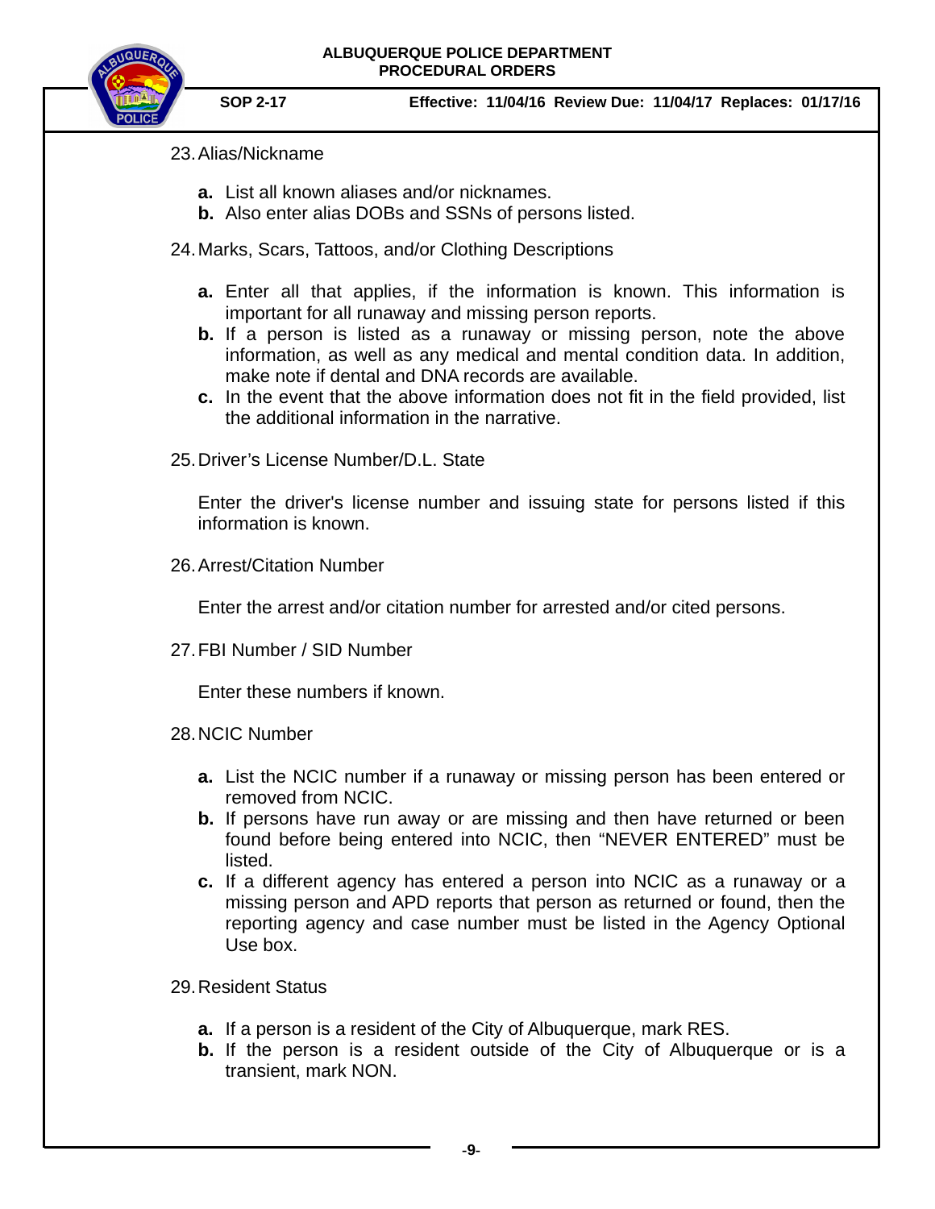23. Alias/Nickname

    **a.** List all known aliases and/or nicknames.
    **b.** Also enter alias DOBs and SSNs of persons listed.

24. Marks, Scars, Tattoos, and/or Clothing Descriptions

    **a.** Enter all that applies, if the information is known. This information is important for all runaway and missing person reports.
    **b.** If a person is listed as a runaway or missing person, note the above information, as well as any medical and mental condition data. In addition, make note if dental and DNA records are available.
    **c.** In the event that the above information does not fit in the field provided, list the additional information in the narrative.

25. Driver's License Number/D.L. State

    Enter the driver's license number and issuing state for persons listed if this information is known.

26. Arrest/Citation Number

    Enter the arrest and/or citation number for arrested and/or cited persons.

27. FBI Number / SID Number

    Enter these numbers if known.

28. NCIC Number

    **a.** List the NCIC number if a runaway or missing person has been entered or removed from NCIC.
    **b.** If persons have run away or are missing and then have returned or been found before being entered into NCIC, then "NEVER ENTERED" must be listed.
    **c.** If a different agency has entered a person into NCIC as a runaway or a missing person and APD reports that person as returned or found, then the reporting agency and case number must be listed in the Agency Optional Use box.

29. Resident Status

    **a.** If a person is a resident of the City of Albuquerque, mark RES.
    **b.** If the person is a resident outside of the City of Albuquerque or is a transient, mark NON.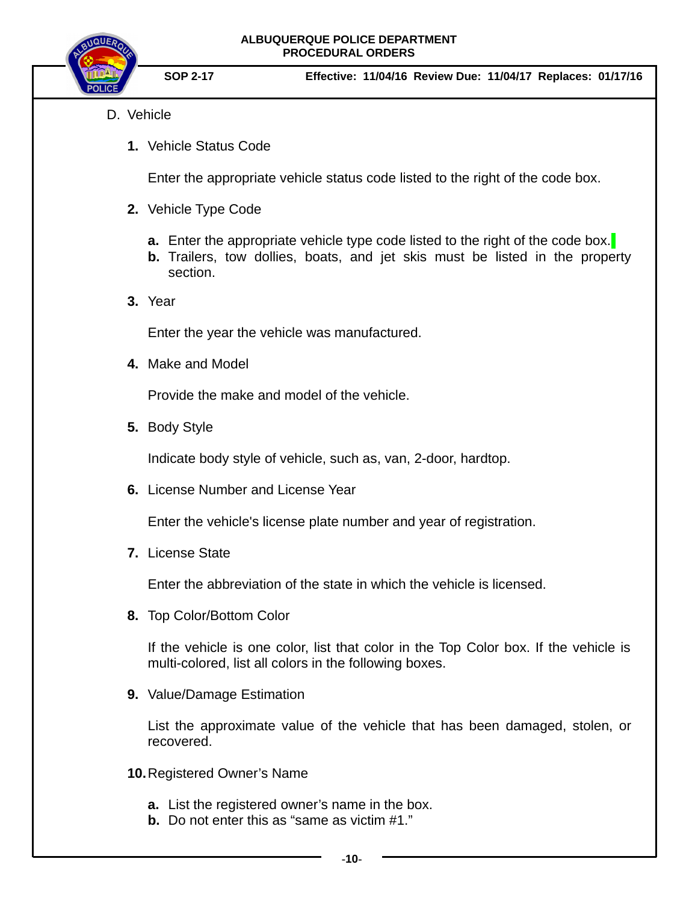D. Vehicle

**1.** Vehicle Status Code

Enter the appropriate vehicle status code listed to the right of the code box.

**2.** Vehicle Type Code

**a.** Enter the appropriate vehicle type code listed to the right of the code box.
**b.** Trailers, tow dollies, boats, and jet skis must be listed in the property section.

**3.** Year

Enter the year the vehicle was manufactured.

**4.** Make and Model

Provide the make and model of the vehicle.

**5.** Body Style

Indicate body style of vehicle, such as, van, 2-door, hardtop.

**6.** License Number and License Year

Enter the vehicle's license plate number and year of registration.

**7.** License State

Enter the abbreviation of the state in which the vehicle is licensed.

**8.** Top Color/Bottom Color

If the vehicle is one color, list that color in the Top Color box. If the vehicle is multi-colored, list all colors in the following boxes.

**9.** Value/Damage Estimation

List the approximate value of the vehicle that has been damaged, stolen, or recovered.

**10.** Registered Owner's Name

**a.** List the registered owner's name in the box.
**b.** Do not enter this as "same as victim #1."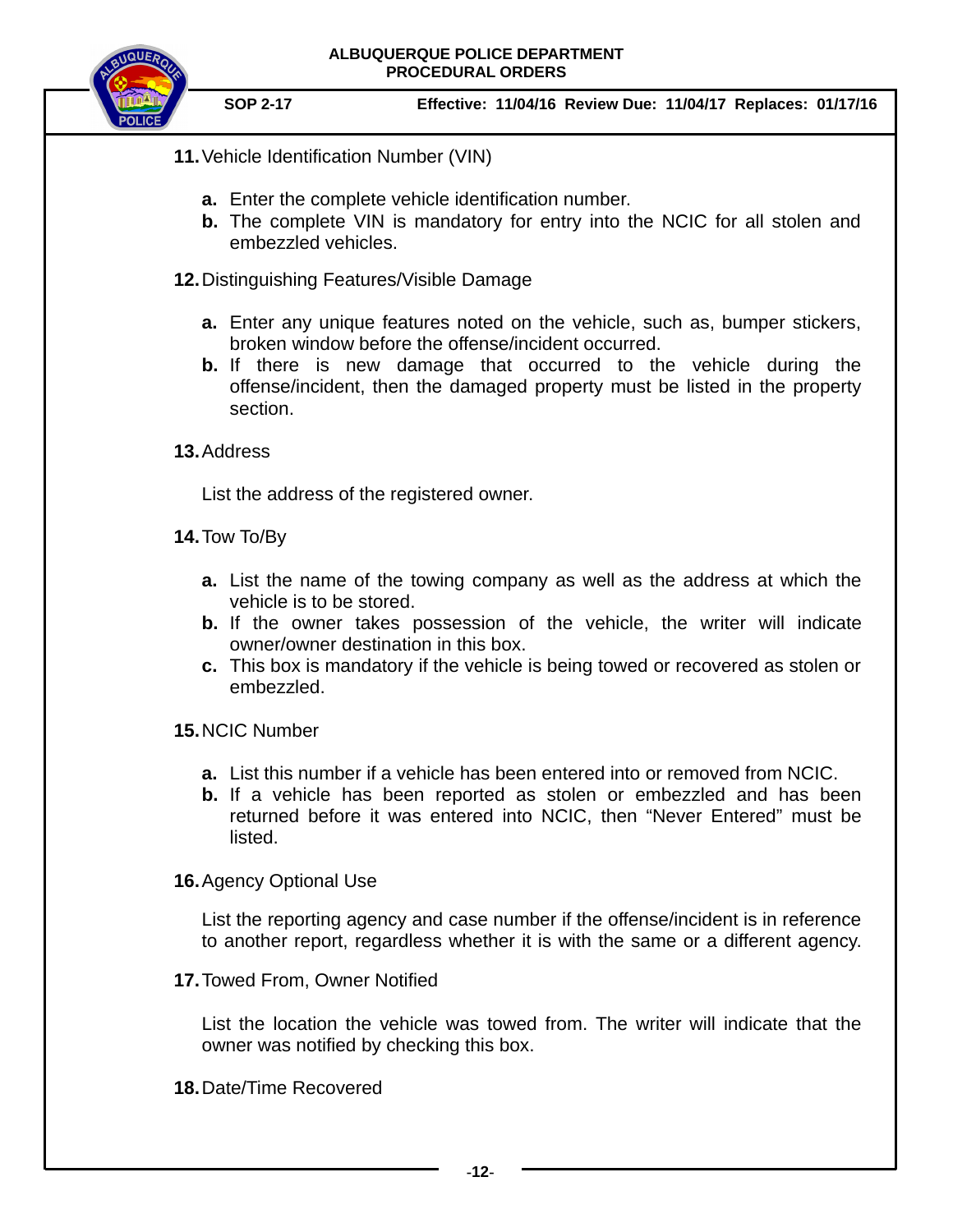**11.** Vehicle Identification Number (VIN)

- **a.** Enter the complete vehicle identification number.
- **b.** The complete VIN is mandatory for entry into the NCIC for all stolen and embezzled vehicles.

**12.** Distinguishing Features/Visible Damage

- **a.** Enter any unique features noted on the vehicle, such as, bumper stickers, broken window before the offense/incident occurred.
- **b.** If there is new damage that occurred to the vehicle during the offense/incident, then the damaged property must be listed in the property section.

**13.** Address

List the address of the registered owner.

**14.** Tow To/By

- **a.** List the name of the towing company as well as the address at which the vehicle is to be stored.
- **b.** If the owner takes possession of the vehicle, the writer will indicate owner/owner destination in this box.
- **c.** This box is mandatory if the vehicle is being towed or recovered as stolen or embezzled.

**15.** NCIC Number

- **a.** List this number if a vehicle has been entered into or removed from NCIC.
- **b.** If a vehicle has been reported as stolen or embezzled and has been returned before it was entered into NCIC, then "Never Entered" must be listed.

**16.** Agency Optional Use

List the reporting agency and case number if the offense/incident is in reference to another report, regardless whether it is with the same or a different agency.

**17.** Towed From, Owner Notified

List the location the vehicle was towed from. The writer will indicate that the owner was notified by checking this box.

**18.** Date/Time Recovered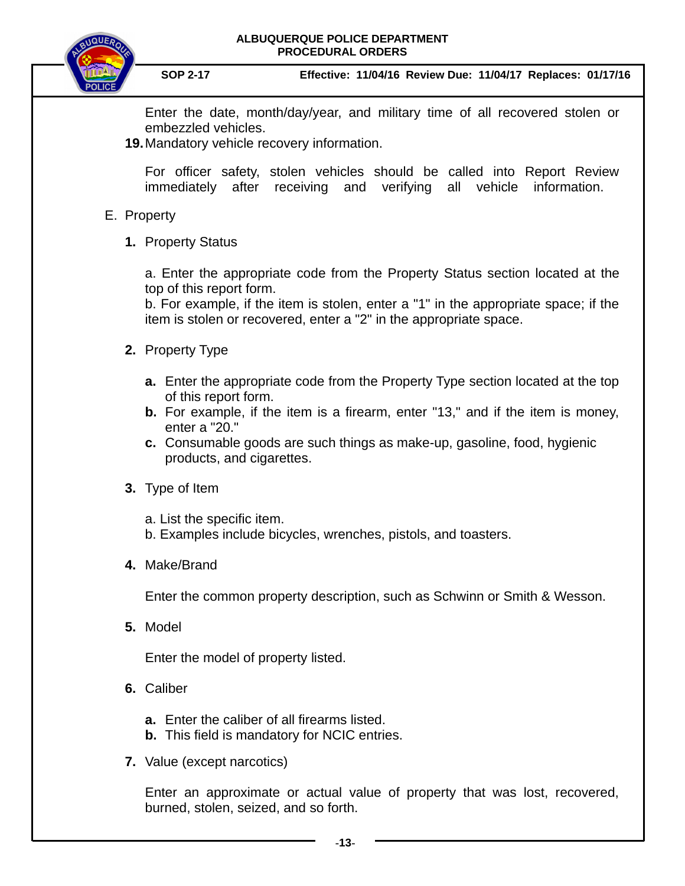Enter the date, month/day/year, and military time of all recovered stolen or embezzled vehicles.

**19.** Mandatory vehicle recovery information.

For officer safety, stolen vehicles should be called into Report Review immediately after receiving and verifying all vehicle information.

E. Property

**1.** Property Status

a. Enter the appropriate code from the Property Status section located at the top of this report form.
b. For example, if the item is stolen, enter a "1" in the appropriate space; if the item is stolen or recovered, enter a "2" in the appropriate space.

**2.** Property Type

**a.** Enter the appropriate code from the Property Type section located at the top of this report form.
**b.** For example, if the item is a firearm, enter "13," and if the item is money, enter a "20."
**c.** Consumable goods are such things as make-up, gasoline, food, hygienic products, and cigarettes.

**3.** Type of Item

a. List the specific item.
b. Examples include bicycles, wrenches, pistols, and toasters.

**4.** Make/Brand

Enter the common property description, such as Schwinn or Smith & Wesson.

**5.** Model

Enter the model of property listed.

**6.** Caliber

**a.** Enter the caliber of all firearms listed.
**b.** This field is mandatory for NCIC entries.

**7.** Value (except narcotics)

Enter an approximate or actual value of property that was lost, recovered, burned, stolen, seized, and so forth.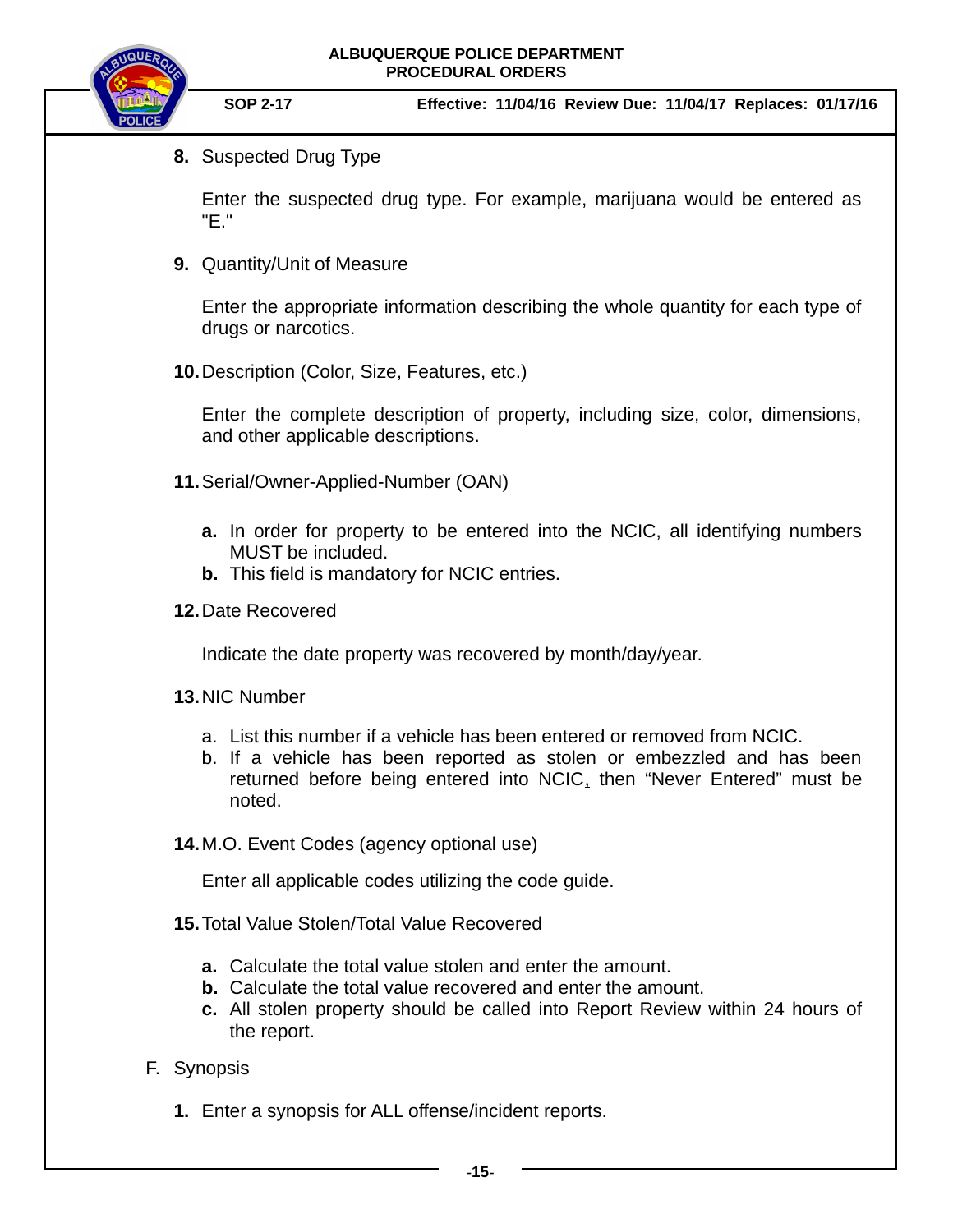8. Suspected Drug Type

   Enter the suspected drug type. For example, marijuana would be entered as "E."

9. Quantity/Unit of Measure

   Enter the appropriate information describing the whole quantity for each type of drugs or narcotics.

10. Description (Color, Size, Features, etc.)

    Enter the complete description of property, including size, color, dimensions, and other applicable descriptions.

11. Serial/Owner-Applied-Number (OAN)

    a. In order for property to be entered into the NCIC, all identifying numbers MUST be included.
    b. This field is mandatory for NCIC entries.

12. Date Recovered

    Indicate the date property was recovered by month/day/year.

13. NIC Number

    a. List this number if a vehicle has been entered or removed from NCIC.
    b. If a vehicle has been reported as stolen or embezzled and has been returned before being entered into NCIC, then "Never Entered" must be noted.

14. M.O. Event Codes (agency optional use)

    Enter all applicable codes utilizing the code guide.

15. Total Value Stolen/Total Value Recovered

    a. Calculate the total value stolen and enter the amount.
    b. Calculate the total value recovered and enter the amount.
    c. All stolen property should be called into Report Review within 24 hours of the report.

F. Synopsis

   1. Enter a synopsis for ALL offense/incident reports.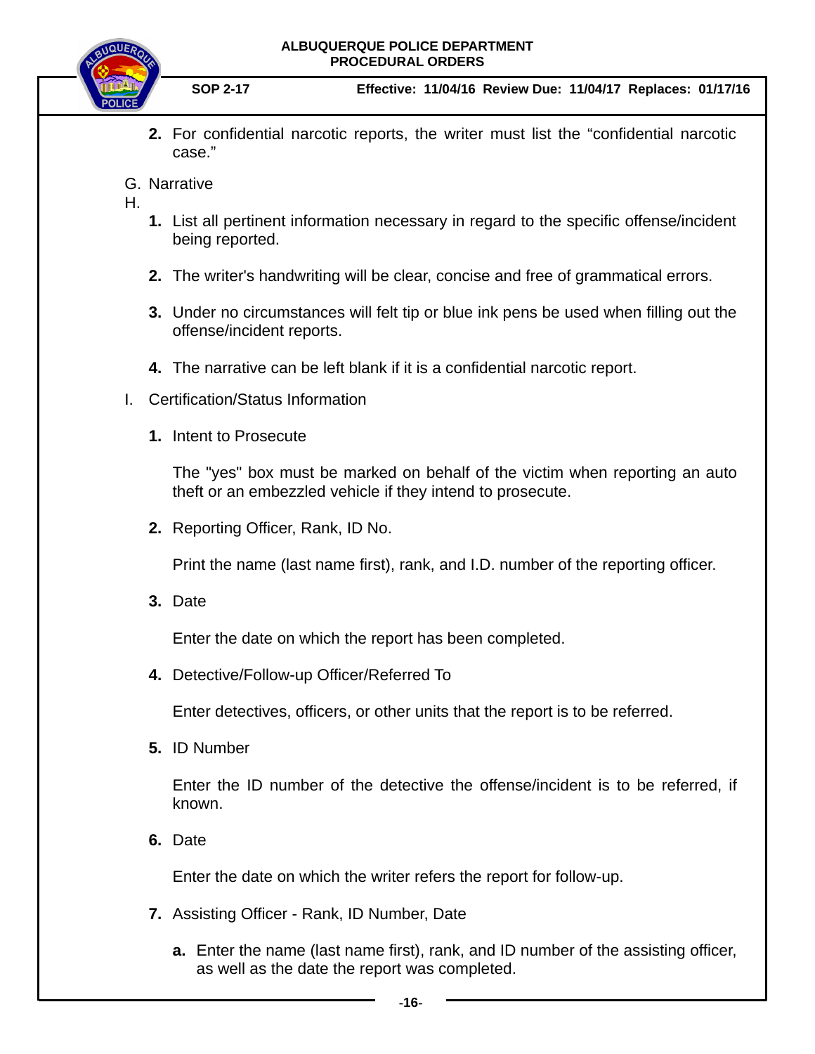2. For confidential narcotic reports, the writer must list the "confidential narcotic case."

G. Narrative

H.

1. List all pertinent information necessary in regard to the specific offense/incident being reported.

2. The writer's handwriting will be clear, concise and free of grammatical errors.

3. Under no circumstances will felt tip or blue ink pens be used when filling out the offense/incident reports.

4. The narrative can be left blank if it is a confidential narcotic report.

I. Certification/Status Information

1. Intent to Prosecute

   The "yes" box must be marked on behalf of the victim when reporting an auto theft or an embezzled vehicle if they intend to prosecute.

2. Reporting Officer, Rank, ID No.

   Print the name (last name first), rank, and I.D. number of the reporting officer.

3. Date

   Enter the date on which the report has been completed.

4. Detective/Follow-up Officer/Referred To

   Enter detectives, officers, or other units that the report is to be referred.

5. ID Number

   Enter the ID number of the detective the offense/incident is to be referred, if known.

6. Date

   Enter the date on which the writer refers the report for follow-up.

7. Assisting Officer - Rank, ID Number, Date

   a. Enter the name (last name first), rank, and ID number of the assisting officer, as well as the date the report was completed.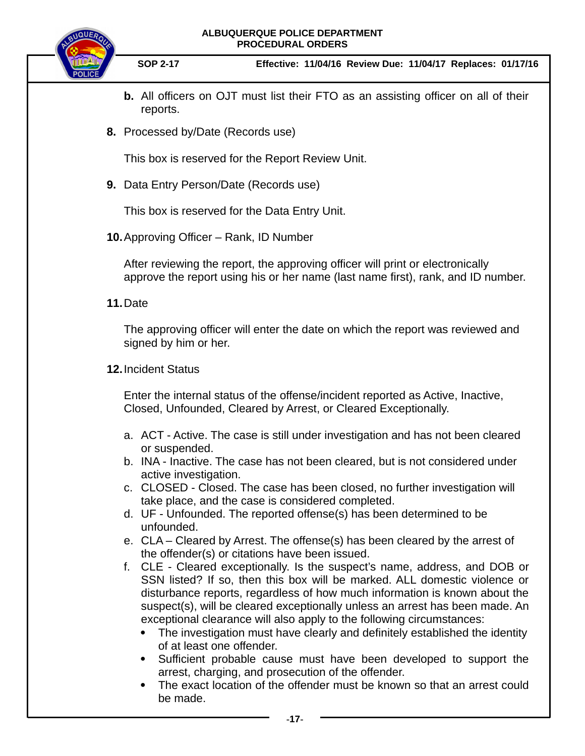**b.** All officers on OJT must list their FTO as an assisting officer on all of their reports.

**8.** Processed by/Date (Records use)

This box is reserved for the Report Review Unit.

**9.** Data Entry Person/Date (Records use)

This box is reserved for the Data Entry Unit.

**10.** Approving Officer – Rank, ID Number

After reviewing the report, the approving officer will print or electronically approve the report using his or her name (last name first), rank, and ID number.

**11.** Date

The approving officer will enter the date on which the report was reviewed and signed by him or her.

**12.** Incident Status

Enter the internal status of the offense/incident reported as Active, Inactive, Closed, Unfounded, Cleared by Arrest, or Cleared Exceptionally.

a. ACT - Active. The case is still under investigation and has not been cleared or suspended.
b. INA - Inactive. The case has not been cleared, but is not considered under active investigation.
c. CLOSED - Closed. The case has been closed, no further investigation will take place, and the case is considered completed.
d. UF - Unfounded. The reported offense(s) has been determined to be unfounded.
e. CLA – Cleared by Arrest. The offense(s) has been cleared by the arrest of the offender(s) or citations have been issued.
f. CLE - Cleared exceptionally. Is the suspect's name, address, and DOB or SSN listed? If so, then this box will be marked. ALL domestic violence or disturbance reports, regardless of how much information is known about the suspect(s), will be cleared exceptionally unless an arrest has been made. An exceptional clearance will also apply to the following circumstances:
    - The investigation must have clearly and definitely established the identity of at least one offender.
    - Sufficient probable cause must have been developed to support the arrest, charging, and prosecution of the offender.
    - The exact location of the offender must be known so that an arrest could be made.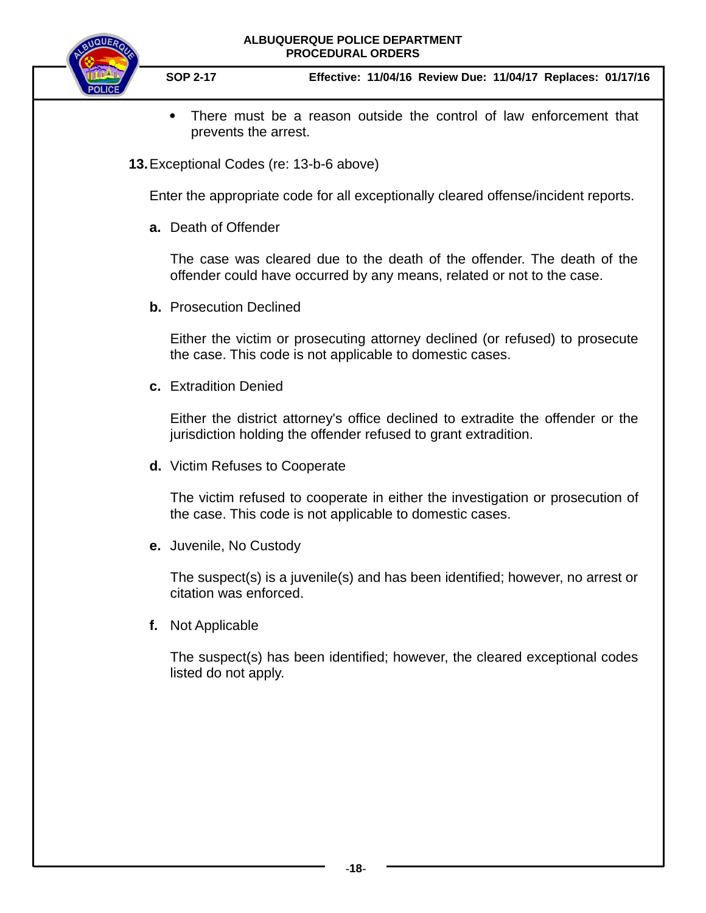- There must be a reason outside the control of law enforcement that prevents the arrest.

**13.** Exceptional Codes (re: 13-b-6 above)

Enter the appropriate code for all exceptionally cleared offense/incident reports.

**a.** Death of Offender

The case was cleared due to the death of the offender. The death of the offender could have occurred by any means, related or not to the case.

**b.** Prosecution Declined

Either the victim or prosecuting attorney declined (or refused) to prosecute the case. This code is not applicable to domestic cases.

**c.** Extradition Denied

Either the district attorney's office declined to extradite the offender or the jurisdiction holding the offender refused to grant extradition.

**d.** Victim Refuses to Cooperate

The victim refused to cooperate in either the investigation or prosecution of the case. This code is not applicable to domestic cases.

**e.** Juvenile, No Custody

The suspect(s) is a juvenile(s) and has been identified; however, no arrest or citation was enforced.

**f.** Not Applicable

The suspect(s) has been identified; however, the cleared exceptional codes listed do not apply.